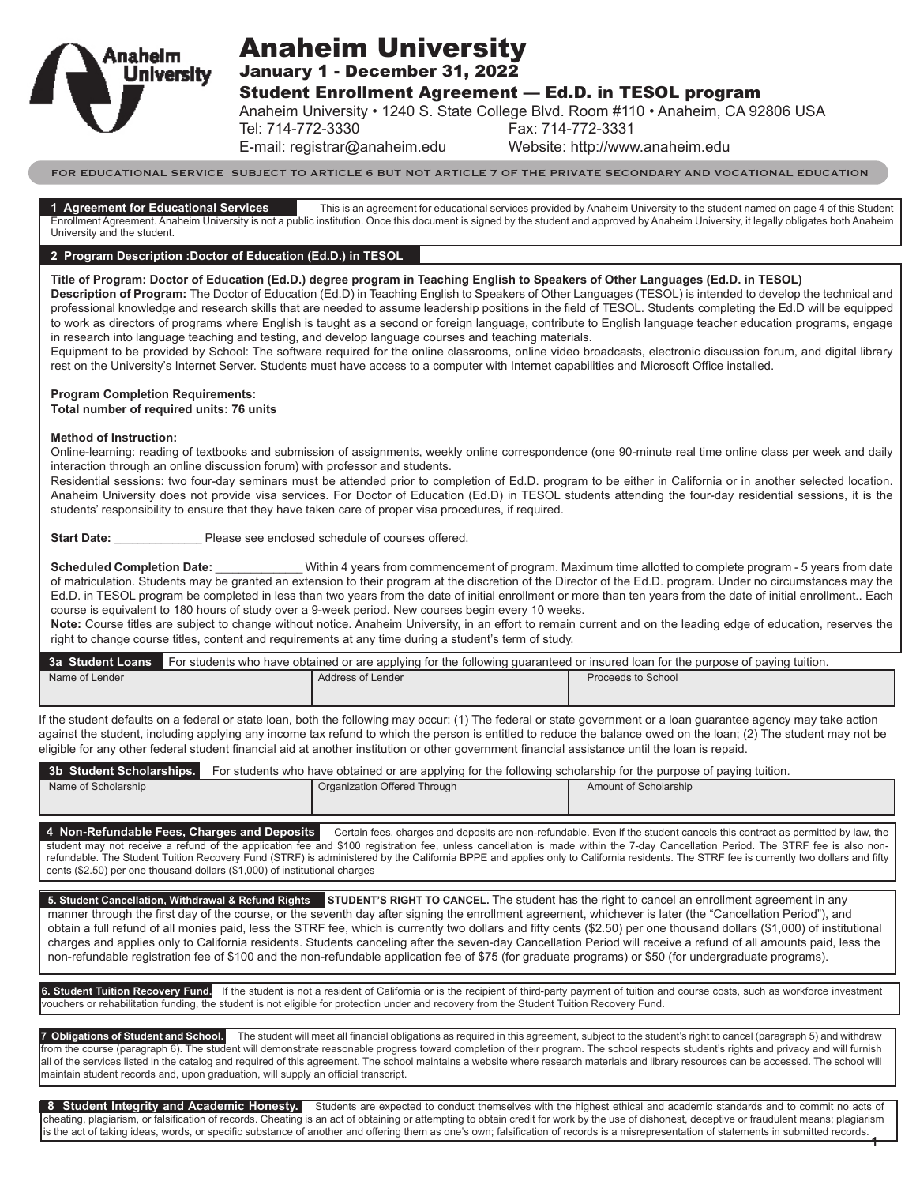# Anaheim University

## January 1 - December 31, 2022

## Student Enrollment Agreement — Ed.D. in TESOL program

Anaheim University • 1240 S. State College Blvd. Room #110 • Anaheim, CA 92806 USA
Tel: 714-772-3330 Fax: 714-772-3331
E-mail: registrar@anaheim.edu Website: http://www.anaheim.edu

FOR EDUCATIONAL SERVICE SUBJECT TO ARTICLE 6 BUT NOT ARTICLE 7 OF THE PRIVATE SECONDARY AND VOCATIONAL EDUCATION

### 1 Agreement for Educational Services

This is an agreement for educational services provided by Anaheim University to the student named on page 4 of this Student Enrollment Agreement. Anaheim University is not a public institution. Once this document is signed by the student and approved by Anaheim University, it legally obligates both Anaheim University and the student.

### 2 Program Description :Doctor of Education (Ed.D.) in TESOL

**Title of Program: Doctor of Education (Ed.D.) degree program in Teaching English to Speakers of Other Languages (Ed.D. in TESOL)**

**Description of Program:** The Doctor of Education (Ed.D) in Teaching English to Speakers of Other Languages (TESOL) is intended to develop the technical and professional knowledge and research skills that are needed to assume leadership positions in the field of TESOL. Students completing the Ed.D will be equipped to work as directors of programs where English is taught as a second or foreign language, contribute to English language teacher education programs, engage in research into language teaching and testing, and develop language courses and teaching materials.

Equipment to be provided by School: The software required for the online classrooms, online video broadcasts, electronic discussion forum, and digital library rest on the University's Internet Server. Students must have access to a computer with Internet capabilities and Microsoft Office installed.

**Program Completion Requirements:**
**Total number of required units: 76 units**

**Method of Instruction:**

Online-learning: reading of textbooks and submission of assignments, weekly online correspondence (one 90-minute real time online class per week and daily interaction through an online discussion forum) with professor and students.

Residential sessions: two four-day seminars must be attended prior to completion of Ed.D. program to be either in California or in another selected location. Anaheim University does not provide visa services. For Doctor of Education (Ed.D) in TESOL students attending the four-day residential sessions, it is the students' responsibility to ensure that they have taken care of proper visa procedures, if required.

**Start Date:** _____________ Please see enclosed schedule of courses offered.

**Scheduled Completion Date:** _____________ Within 4 years from commencement of program. Maximum time allotted to complete program - 5 years from date of matriculation. Students may be granted an extension to their program at the discretion of the Director of the Ed.D. program. Under no circumstances may the Ed.D. in TESOL program be completed in less than two years from the date of initial enrollment or more than ten years from the date of initial enrollment.. Each course is equivalent to 180 hours of study over a 9-week period. New courses begin every 10 weeks.

**Note:** Course titles are subject to change without notice. Anaheim University, in an effort to remain current and on the leading edge of education, reserves the right to change course titles, content and requirements at any time during a student's term of study.

### 3a Student Loans

For students who have obtained or are applying for the following guaranteed or insured loan for the purpose of paying tuition.

| Name of Lender | Address of Lender | Proceeds to School |
|---|---|---|
| | | |

If the student defaults on a federal or state loan, both the following may occur: (1) The federal or state government or a loan guarantee agency may take action against the student, including applying any income tax refund to which the person is entitled to reduce the balance owed on the loan; (2) The student may not be eligible for any other federal student financial aid at another institution or other government financial assistance until the loan is repaid.

### 3b Student Scholarships.

For students who have obtained or are applying for the following scholarship for the purpose of paying tuition.

| Name of Scholarship | Organization Offered Through | Amount of Scholarship |
|---|---|---|
| | | |

### 4 Non-Refundable Fees, Charges and Deposits

Certain fees, charges and deposits are non-refundable. Even if the student cancels this contract as permitted by law, the student may not receive a refund of the application fee and $100 registration fee, unless cancellation is made within the 7-day Cancellation Period. The STRF fee is also non-refundable. The Student Tuition Recovery Fund (STRF) is administered by the California BPPE and applies only to California residents. The STRF fee is currently two dollars and fifty cents ($2.50) per one thousand dollars ($1,000) of institutional charges

### 5. Student Cancellation, Withdrawal & Refund Rights

**STUDENT'S RIGHT TO CANCEL.** The student has the right to cancel an enrollment agreement in any manner through the first day of the course, or the seventh day after signing the enrollment agreement, whichever is later (the "Cancellation Period"), and obtain a full refund of all monies paid, less the STRF fee, which is currently two dollars and fifty cents ($2.50) per one thousand dollars ($1,000) of institutional charges and applies only to California residents. Students canceling after the seven-day Cancellation Period will receive a refund of all amounts paid, less the non-refundable registration fee of $100 and the non-refundable application fee of $75 (for graduate programs) or $50 (for undergraduate programs).

### 6. Student Tuition Recovery Fund.

If the student is not a resident of California or is the recipient of third-party payment of tuition and course costs, such as workforce investment vouchers or rehabilitation funding, the student is not eligible for protection under and recovery from the Student Tuition Recovery Fund.

### 7 Obligations of Student and School.

The student will meet all financial obligations as required in this agreement, subject to the student's right to cancel (paragraph 5) and withdraw from the course (paragraph 6). The student will demonstrate reasonable progress toward completion of their program. The school respects student's rights and privacy and will furnish all of the services listed in the catalog and required of this agreement. The school maintains a website where research materials and library resources can be accessed. The school will maintain student records and, upon graduation, will supply an official transcript.

### 8 Student Integrity and Academic Honesty.

Students are expected to conduct themselves with the highest ethical and academic standards and to commit no acts of cheating, plagiarism, or falsification of records. Cheating is an act of obtaining or attempting to obtain credit for work by the use of dishonest, deceptive or fraudulent means; plagiarism is the act of taking ideas, words, or specific substance of another and offering them as one's own; falsification of records is a misrepresentation of statements in submitted records.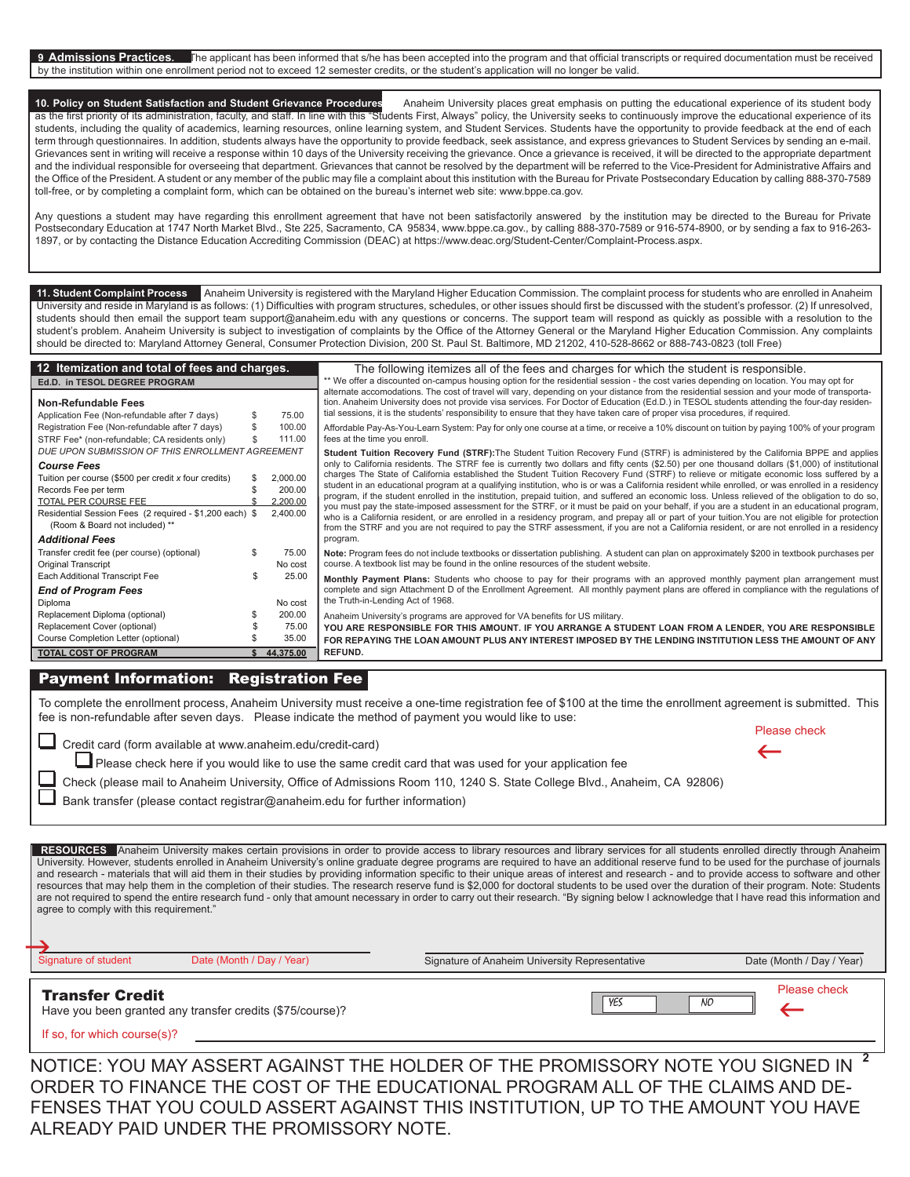**9 Admissions Practices.** The applicant has been informed that s/he has been accepted into the program and that official transcripts or required documentation must be received by the institution within one enrollment period not to exceed 12 semester credits, or the student's application will no longer be valid.

**10. Policy on Student Satisfaction and Student Grievance Procedures** Anaheim University places great emphasis on putting the educational experience of its student body as the first priority of its administration, faculty, and staff. In line with this "Students First, Always" policy, the University seeks to continuously improve the educational experience of its students, including the quality of academics, learning resources, online learning system, and Student Services. Students have the opportunity to provide feedback at the end of each term through questionnaires. In addition, students always have the opportunity to provide feedback, seek assistance, and express grievances to Student Services by sending an e-mail. Grievances sent in writing will receive a response within 10 days of the University receiving the grievance. Once a grievance is received, it will be directed to the appropriate department and the individual responsible for overseeing that department. Grievances that cannot be resolved by the department will be referred to the Vice-President for Administrative Affairs and the Office of the President. A student or any member of the public may file a complaint about this institution with the Bureau for Private Postsecondary Education by calling 888-370-7589 toll-free, or by completing a complaint form, which can be obtained on the bureau's internet web site: www.bppe.ca.gov.

Any questions a student may have regarding this enrollment agreement that have not been satisfactorily answered by the institution may be directed to the Bureau for Private Postsecondary Education at 1747 North Market Blvd., Ste 225, Sacramento, CA 95834, www.bppe.ca.gov., by calling 888-370-7589 or 916-574-8900, or by sending a fax to 916-263-1897, or by contacting the Distance Education Accrediting Commission (DEAC) at https://www.deac.org/Student-Center/Complaint-Process.aspx.

**11. Student Complaint Process** Anaheim University is registered with the Maryland Higher Education Commission. The complaint process for students who are enrolled in Anaheim University and reside in Maryland is as follows: (1) Difficulties with program structures, schedules, or other issues should first be discussed with the student's professor. (2) If unresolved, students should then email the support team support@anaheim.edu with any questions or concerns. The support team will respond as quickly as possible with a resolution to the student's problem. Anaheim University is subject to investigation of complaints by the Office of the Attorney General or the Maryland Higher Education Commission. Any complaints should be directed to: Maryland Attorney General, Consumer Protection Division, 200 St. Paul St. Baltimore, MD 21202, 410-528-8662 or 888-743-0823 (toll Free)

## 12 Itemization and total of fees and charges.

**Ed.D. in TESOL DEGREE PROGRAM**

| Item | | Amount |
|---|---|---|
| **Non-Refundable Fees** | | |
| Application Fee (Non-refundable after 7 days) | $ | 75.00 |
| Registration Fee (Non-refundable after 7 days) | $ | 100.00 |
| STRF Fee* (non-refundable; CA residents only) | $ | 111.00 |
| *DUE UPON SUBMISSION OF THIS ENROLLMENT AGREEMENT* | | |
| ***Course Fees*** | | |
| Tuition per course ($500 per credit x four credits) | $ | 2,000.00 |
| Records Fee per term | $ | 200.00 |
| TOTAL PER COURSE FEE | $ | 2,200.00 |
| Residential Session Fees (2 required - $1,200 each) (Room & Board not included) ** | $ | 2,400.00 |
| ***Additional Fees*** | | |
| Transfer credit fee (per course) (optional) | $ | 75.00 |
| Original Transcript | | No cost |
| Each Additional Transcript Fee | $ | 25.00 |
| ***End of Program Fees*** | | |
| Diploma | | No cost |
| Replacement Diploma (optional) | $ | 200.00 |
| Replacement Cover (optional) | $ | 75.00 |
| Course Completion Letter (optional) | $ | 35.00 |
| **TOTAL COST OF PROGRAM** | **$** | **44,375.00** |

The following itemizes all of the fees and charges for which the student is responsible.

** We offer a discounted on-campus housing option for the residential session - the cost varies depending on location. You may opt for alternate accomodations. The cost of travel will vary, depending on your distance from the residential session and your mode of transportation. Anaheim University does not provide visa services. For Doctor of Education (Ed.D.) in TESOL students attending the four-day residential sessions, it is the students' responsibility to ensure that they have taken care of proper visa procedures, if required.

Affordable Pay-As-You-Learn System: Pay for only one course at a time, or receive a 10% discount on tuition by paying 100% of your program fees at the time you enroll.

**Student Tuition Recovery Fund (STRF):** The Student Tuition Recovery Fund (STRF) is administered by the California BPPE and applies only to California residents. The STRF fee is currently two dollars and fifty cents ($2.50) per one thousand dollars ($1,000) of institutional charges The State of California established the Student Tuition Recovery Fund (STRF) to relieve or mitigate economic loss suffered by a student in an educational program at a qualifying institution, who is or was a California resident while enrolled, or was enrolled in a residency program, if the student enrolled in the institution, prepaid tuition, and suffered an economic loss. Unless relieved of the obligation to do so, you must pay the state-imposed assessment for the STRF, or it must be paid on your behalf, if you are a student in an educational program, who is a California resident, or are enrolled in a residency program, and prepay all or part of your tuition. You are not eligible for protection from the STRF and you are not required to pay the STRF assessment, if you are not a California resident, or are not enrolled in a residency program.

**Note:** Program fees do not include textbooks or dissertation publishing. A student can plan on approximately $200 in textbook purchases per course. A textbook list may be found in the online resources of the student website.

**Monthly Payment Plans:** Students who choose to pay for their programs with an approved monthly payment plan arrangement must complete and sign Attachment D of the Enrollment Agreement. All monthly payment plans are offered in compliance with the regulations of the Truth-in-Lending Act of 1968.

Anaheim University's programs are approved for VA benefits for US military.

**YOU ARE RESPONSIBLE FOR THIS AMOUNT. IF YOU ARRANGE A STUDENT LOAN FROM A LENDER, YOU ARE RESPONSIBLE FOR REPAYING THE LOAN AMOUNT PLUS ANY INTEREST IMPOSED BY THE LENDING INSTITUTION LESS THE AMOUNT OF ANY REFUND.**

## Payment Information: Registration Fee

To complete the enrollment process, Anaheim University must receive a one-time registration fee of $100 at the time the enrollment agreement is submitted. This fee is non-refundable after seven days. Please indicate the method of payment you would like to use:

Please check ←

- ☐ Credit card (form available at www.anaheim.edu/credit-card)
  - ☐ Please check here if you would like to use the same credit card that was used for your application fee
- ☐ Check (please mail to Anaheim University, Office of Admissions Room 110, 1240 S. State College Blvd., Anaheim, CA 92806)
- ☐ Bank transfer (please contact registrar@anaheim.edu for further information)

**RESOURCES** Anaheim University makes certain provisions in order to provide access to library resources and library services for all students enrolled directly through Anaheim University. However, students enrolled in Anaheim University's online graduate degree programs are required to have an additional reserve fund to be used for the purchase of journals and research - materials that will aid them in their studies by providing information specific to their unique areas of interest and research - and to provide access to software and other resources that may help them in the completion of their studies. The research reserve fund is $2,000 for doctoral students to be used over the duration of their program. Note: Students are not required to spend the entire research fund - only that amount necessary in order to carry out their research. "By signing below I acknowledge that I have read this information and agree to comply with this requirement."

→ Signature of student ______ Date (Month / Day / Year) ______ Signature of Anaheim University Representative ______ Date (Month / Day / Year) ______

## Transfer Credit

Have you been granted any transfer credits ($75/course)? ☐ YES ☐ NO ← Please check

If so, for which course(s)? ____________________

NOTICE: YOU MAY ASSERT AGAINST THE HOLDER OF THE PROMISSORY NOTE YOU SIGNED IN ORDER TO FINANCE THE COST OF THE EDUCATIONAL PROGRAM ALL OF THE CLAIMS AND DEFENSES THAT YOU COULD ASSERT AGAINST THIS INSTITUTION, UP TO THE AMOUNT YOU HAVE ALREADY PAID UNDER THE PROMISSORY NOTE.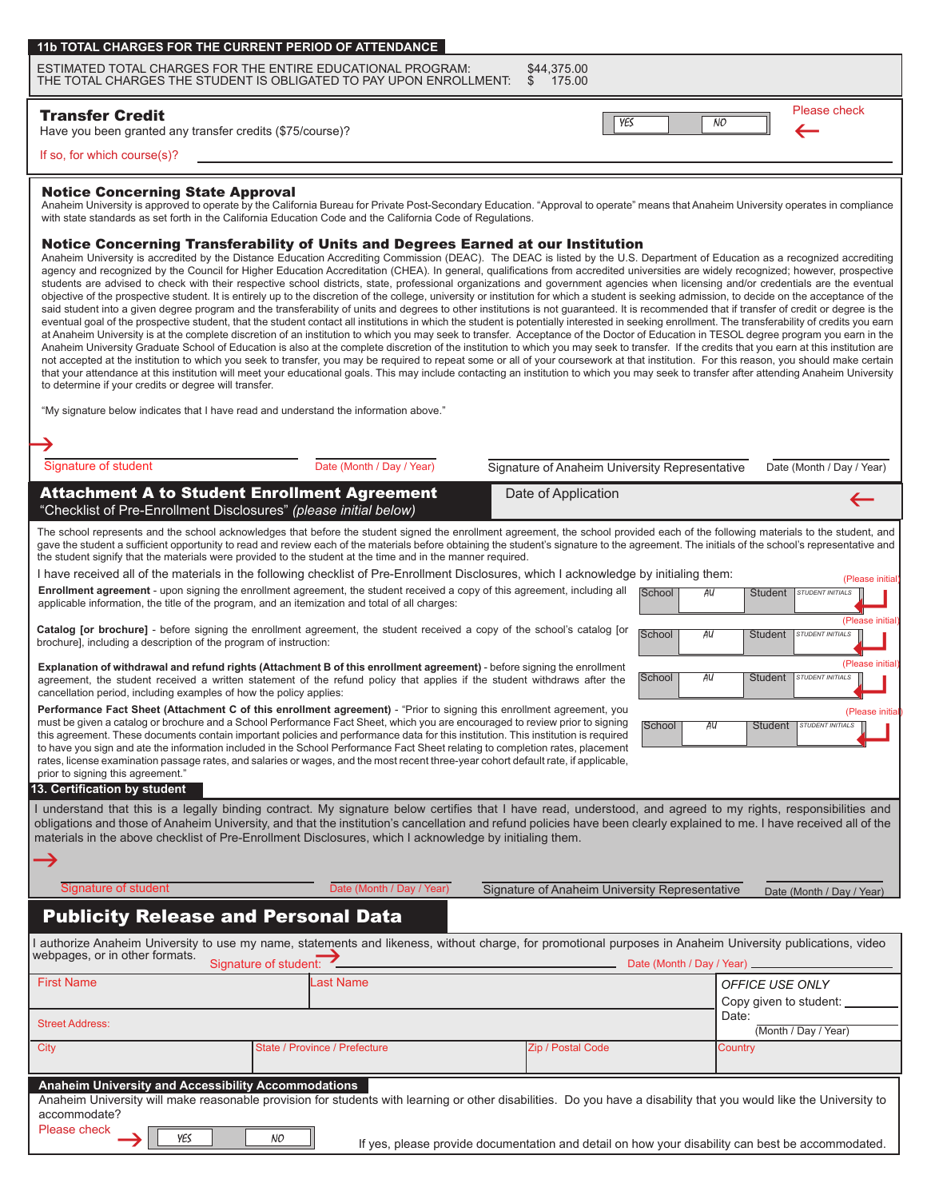## 11b TOTAL CHARGES FOR THE CURRENT PERIOD OF ATTENDANCE

ESTIMATED TOTAL CHARGES FOR THE ENTIRE EDUCATIONAL PROGRAM: $44,375.00
THE TOTAL CHARGES THE STUDENT IS OBLIGATED TO PAY UPON ENROLLMENT: $ 175.00

### Transfer Credit

Have you been granted any transfer credits ($75/course)? YES NO Please check

If so, for which course(s)? ____________________

### Notice Concerning State Approval

Anaheim University is approved to operate by the California Bureau for Private Post-Secondary Education. "Approval to operate" means that Anaheim University operates in compliance with state standards as set forth in the California Education Code and the California Code of Regulations.

### Notice Concerning Transferability of Units and Degrees Earned at our Institution

Anaheim University is accredited by the Distance Education Accrediting Commission (DEAC). The DEAC is listed by the U.S. Department of Education as a recognized accrediting agency and recognized by the Council for Higher Education Accreditation (CHEA). In general, qualifications from accredited universities are widely recognized; however, prospective students are advised to check with their respective school districts, state, professional organizations and government agencies when licensing and/or credentials are the eventual objective of the prospective student. It is entirely up to the discretion of the college, university or institution for which a student is seeking admission, to decide on the acceptance of the said student into a given degree program and the transferability of units and degrees to other institutions is not guaranteed. It is recommended that if transfer of credit or degree is the eventual goal of the prospective student, that the student contact all institutions in which the student is potentially interested in seeking enrollment. The transferability of credits you earn at Anaheim University is at the complete discretion of an institution to which you may seek to transfer. Acceptance of the Doctor of Education in TESOL degree program you earn in the Anaheim University Graduate School of Education is also at the complete discretion of the institution to which you may seek to transfer. If the credits that you earn at this institution are not accepted at the institution to which you seek to transfer, you may be required to repeat some or all of your coursework at that institution. For this reason, you should make certain that your attendance at this institution will meet your educational goals. This may include contacting an institution to which you may seek to transfer after attending Anaheim University to determine if your credits or degree will transfer.

"My signature below indicates that I have read and understand the information above."

| Signature of student | Date (Month / Day / Year) | Signature of Anaheim University Representative | Date (Month / Day / Year) |
|---|---|---|---|
| | | | |

## Attachment A to Student Enrollment Agreement

"Checklist of Pre-Enrollment Disclosures" *(please initial below)*

Date of Application

The school represents and the school acknowledges that before the student signed the enrollment agreement, the school provided each of the following materials to the student, and gave the student a sufficient opportunity to read and review each of the materials before obtaining the student's signature to the agreement. The initials of the school's representative and the student signify that the materials were provided to the student at the time and in the manner required.

I have received all of the materials in the following checklist of Pre-Enrollment Disclosures, which I acknowledge by initialing them:

| Disclosure | School | Student (Please initial) |
|---|---|---|
| **Enrollment agreement** - upon signing the enrollment agreement, the student received a copy of this agreement, including all applicable information, the title of the program, and an itemization and total of all charges: | AU | STUDENT INITIALS |
| **Catalog [or brochure]** - before signing the enrollment agreement, the student received a copy of the school's catalog [or brochure], including a description of the program of instruction: | AU | STUDENT INITIALS |
| **Explanation of withdrawal and refund rights (Attachment B of this enrollment agreement)** - before signing the enrollment agreement, the student received a written statement of the refund policy that applies if the student withdraws after the cancellation period, including examples of how the policy applies: | AU | STUDENT INITIALS |
| **Performance Fact Sheet (Attachment C of this enrollment agreement)** - "Prior to signing this enrollment agreement, you must be given a catalog or brochure and a School Performance Fact Sheet, which you are encouraged to review prior to signing this agreement. These documents contain important policies and performance data for this institution. This institution is required to have you sign and date the information included in the School Performance Fact Sheet relating to completion rates, placement rates, license examination passage rates, and salaries or wages, and the most recent three-year cohort default rate, if applicable, prior to signing this agreement." | AU | STUDENT INITIALS |

### 13. Certification by student

I understand that this is a legally binding contract. My signature below certifies that I have read, understood, and agreed to my rights, responsibilities and obligations and those of Anaheim University, and that the institution's cancellation and refund policies have been clearly explained to me. I have received all of the materials in the above checklist of Pre-Enrollment Disclosures, which I acknowledge by initialing them.

| Signature of student | Date (Month / Day / Year) | Signature of Anaheim University Representative | Date (Month / Day / Year) |
|---|---|---|---|
| | | | |

## Publicity Release and Personal Data

I authorize Anaheim University to use my name, statements and likeness, without charge, for promotional purposes in Anaheim University publications, video webpages, or in other formats. Signature of student: ____________________ Date (Month / Day / Year) ____________

| First Name | Last Name | | OFFICE USE ONLY<br>Copy given to student: ______<br>Date: ______ (Month / Day / Year) |
|---|---|---|---|
| Street Address: | | | |
| City | State / Province / Prefecture | Zip / Postal Code | Country |

### Anaheim University and Accessibility Accommodations

Anaheim University will make reasonable provision for students with learning or other disabilities. Do you have a disability that you would like the University to accommodate?

Please check YES NO

If yes, please provide documentation and detail on how your disability can best be accommodated.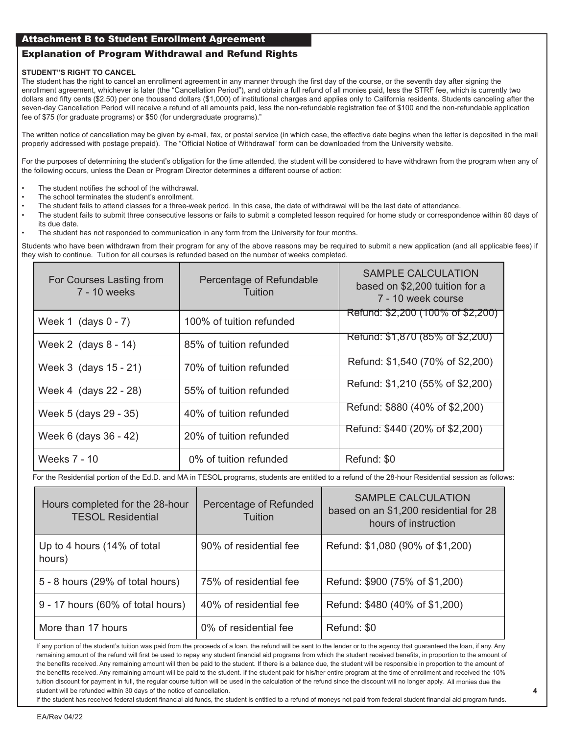## Attachment B to Student Enrollment Agreement

### Explanation of Program Withdrawal and Refund Rights

**STUDENT"S RIGHT TO CANCEL**

The student has the right to cancel an enrollment agreement in any manner through the first day of the course, or the seventh day after signing the enrollment agreement, whichever is later (the "Cancellation Period"), and obtain a full refund of all monies paid, less the STRF fee, which is currently two dollars and fifty cents ($2.50) per one thousand dollars ($1,000) of institutional charges and applies only to California residents. Students canceling after the seven-day Cancellation Period will receive a refund of all amounts paid, less the non-refundable registration fee of $100 and the non-refundable application fee of $75 (for graduate programs) or $50 (for undergraduate programs)."

The written notice of cancellation may be given by e-mail, fax, or postal service (in which case, the effective date begins when the letter is deposited in the mail properly addressed with postage prepaid). The "Official Notice of Withdrawal" form can be downloaded from the University website.

For the purposes of determining the student's obligation for the time attended, the student will be considered to have withdrawn from the program when any of the following occurs, unless the Dean or Program Director determines a different course of action:

- The student notifies the school of the withdrawal.
- The school terminates the student's enrollment.
- The student fails to attend classes for a three-week period. In this case, the date of withdrawal will be the last date of attendance.
- The student fails to submit three consecutive lessons or fails to submit a completed lesson required for home study or correspondence within 60 days of its due date.
- The student has not responded to communication in any form from the University for four months.

Students who have been withdrawn from their program for any of the above reasons may be required to submit a new application (and all applicable fees) if they wish to continue. Tuition for all courses is refunded based on the number of weeks completed.

| For Courses Lasting from 7 - 10 weeks | Percentage of Refundable Tuition | SAMPLE CALCULATION based on $2,200 tuition for a 7 - 10 week course |
|---|---|---|
| Week 1 (days 0 - 7) | 100% of tuition refunded | Refund: $2,200 (100% of $2,200) |
| Week 2 (days 8 - 14) | 85% of tuition refunded | Refund: $1,870 (85% of $2,200) |
| Week 3 (days 15 - 21) | 70% of tuition refunded | Refund: $1,540 (70% of $2,200) |
| Week 4 (days 22 - 28) | 55% of tuition refunded | Refund: $1,210 (55% of $2,200) |
| Week 5 (days 29 - 35) | 40% of tuition refunded | Refund: $880 (40% of $2,200) |
| Week 6 (days 36 - 42) | 20% of tuition refunded | Refund: $440 (20% of $2,200) |
| Weeks 7 - 10 | 0% of tuition refunded | Refund: $0 |

For the Residential portion of the Ed.D. and MA in TESOL programs, students are entitled to a refund of the 28-hour Residential session as follows:

| Hours completed for the 28-hour TESOL Residential | Percentage of Refunded Tuition | SAMPLE CALCULATION based on an $1,200 residential for 28 hours of instruction |
|---|---|---|
| Up to 4 hours (14% of total hours) | 90% of residential fee | Refund: $1,080 (90% of $1,200) |
| 5 - 8 hours (29% of total hours) | 75% of residential fee | Refund: $900 (75% of $1,200) |
| 9 - 17 hours (60% of total hours) | 40% of residential fee | Refund: $480 (40% of $1,200) |
| More than 17 hours | 0% of residential fee | Refund: $0 |

If any portion of the student's tuition was paid from the proceeds of a loan, the refund will be sent to the lender or to the agency that guaranteed the loan, if any. Any remaining amount of the refund will first be used to repay any student financial aid programs from which the student received benefits, in proportion to the amount of the benefits received. Any remaining amount will then be paid to the student. If there is a balance due, the student will be responsible in proportion to the amount of the benefits received. Any remaining amount will be paid to the student. If the student paid for his/her entire program at the time of enrollment and received the 10% tuition discount for payment in full, the regular course tuition will be used in the calculation of the refund since the discount will no longer apply. All monies due the student will be refunded within 30 days of the notice of cancellation.

If the student has received federal student financial aid funds, the student is entitled to a refund of moneys not paid from federal student financial aid program funds.

EA/Rev 04/22